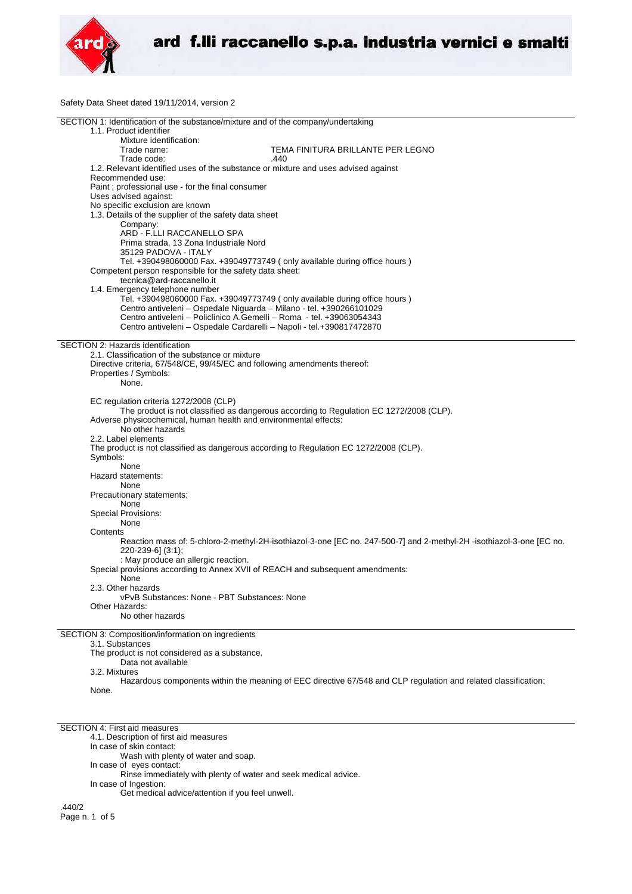**ard f.lli raccanello s.p.a. industria vernici e smalti**

Safety Data Sheet dated 19/11/2014, version 2

## SECTION 1: Identification of the substance/mixture and of the company/undertaking

1.1. Product identifier

Mixture identification:

Trade name: TEMA FINITURA BRILLANTE PER LEGNO

Trade code: .440

1.2. Relevant identified uses of the substance or mixture and uses advised against

Recommended use:

Paint ; professional use - for the final consumer

Uses advised against:

No specific exclusion are known

1.3. Details of the supplier of the safety data sheet

Company:

ARD - F.LLI RACCANELLO SPA
Prima strada, 13 Zona Industriale Nord
35129 PADOVA - ITALY
Tel. +390498060000 Fax. +39049773749 ( only available during office hours )

Competent person responsible for the safety data sheet:

tecnica@ard-raccanello.it

1.4. Emergency telephone number

Tel. +390498060000 Fax. +39049773749 ( only available during office hours )
Centro antiveleni – Ospedale Niguarda – Milano - tel. +390266101029
Centro antiveleni – Policlinico A.Gemelli – Roma - tel. +39063054343
Centro antiveleni – Ospedale Cardarelli – Napoli - tel.+390817472870

## SECTION 2: Hazards identification

2.1. Classification of the substance or mixture

Directive criteria, 67/548/CE, 99/45/EC and following amendments thereof:

Properties / Symbols:

None.

EC regulation criteria 1272/2008 (CLP)

The product is not classified as dangerous according to Regulation EC 1272/2008 (CLP).

Adverse physicochemical, human health and environmental effects:

No other hazards

2.2. Label elements

The product is not classified as dangerous according to Regulation EC 1272/2008 (CLP).

Symbols:

None

Hazard statements:

None

Precautionary statements:

None

Special Provisions:

None

Contents

Reaction mass of: 5-chloro-2-methyl-2H-isothiazol-3-one [EC no. 247-500-7] and 2-methyl-2H -isothiazol-3-one [EC no. 220-239-6] (3:1);
: May produce an allergic reaction.

Special provisions according to Annex XVII of REACH and subsequent amendments:

None

2.3. Other hazards

vPvB Substances: None - PBT Substances: None

Other Hazards:

No other hazards

## SECTION 3: Composition/information on ingredients

3.1. Substances

The product is not considered as a substance.

Data not available

3.2. Mixtures

Hazardous components within the meaning of EEC directive 67/548 and CLP regulation and related classification:

None.

## SECTION 4: First aid measures

4.1. Description of first aid measures

In case of skin contact:

Wash with plenty of water and soap.

In case of eyes contact:

Rinse immediately with plenty of water and seek medical advice.

In case of Ingestion:

Get medical advice/attention if you feel unwell.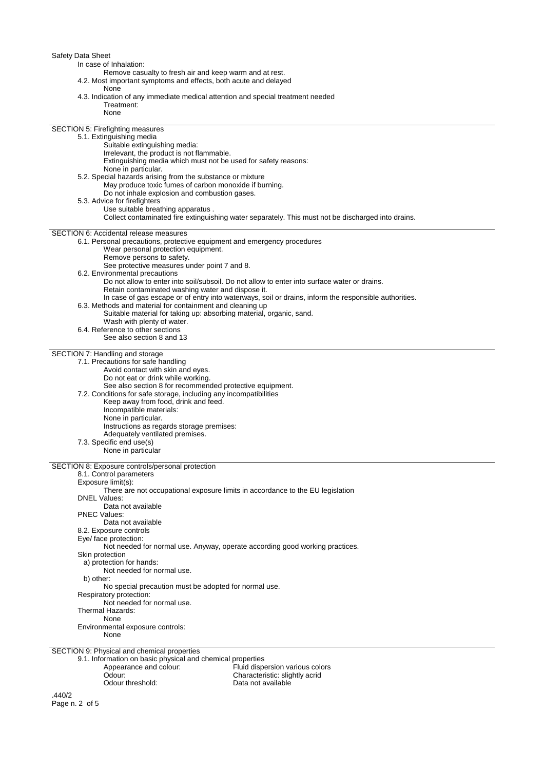In case of Inhalation:

Remove casualty to fresh air and keep warm and at rest.

4.2. Most important symptoms and effects, both acute and delayed

None

4.3. Indication of any immediate medical attention and special treatment needed

Treatment:

None

## SECTION 5: Firefighting measures

5.1. Extinguishing media

Suitable extinguishing media:

Irrelevant, the product is not flammable.

Extinguishing media which must not be used for safety reasons:

None in particular.

5.2. Special hazards arising from the substance or mixture

May produce toxic fumes of carbon monoxide if burning.

Do not inhale explosion and combustion gases.

5.3. Advice for firefighters

Use suitable breathing apparatus .

Collect contaminated fire extinguishing water separately. This must not be discharged into drains.

## SECTION 6: Accidental release measures

6.1. Personal precautions, protective equipment and emergency procedures

Wear personal protection equipment.

Remove persons to safety.

See protective measures under point 7 and 8.

6.2. Environmental precautions

Do not allow to enter into soil/subsoil. Do not allow to enter into surface water or drains.

Retain contaminated washing water and dispose it.

In case of gas escape or of entry into waterways, soil or drains, inform the responsible authorities.

6.3. Methods and material for containment and cleaning up

Suitable material for taking up: absorbing material, organic, sand.

Wash with plenty of water.

6.4. Reference to other sections

See also section 8 and 13

## SECTION 7: Handling and storage

7.1. Precautions for safe handling

Avoid contact with skin and eyes.

Do not eat or drink while working.

See also section 8 for recommended protective equipment.

7.2. Conditions for safe storage, including any incompatibilities

Keep away from food, drink and feed.

Incompatible materials:

None in particular.

Instructions as regards storage premises:

Adequately ventilated premises.

7.3. Specific end use(s)

None in particular

## SECTION 8: Exposure controls/personal protection

8.1. Control parameters

Exposure limit(s):

There are not occupational exposure limits in accordance to the EU legislation

DNEL Values:

Data not available

PNEC Values:

Data not available

8.2. Exposure controls

Eye/ face protection:

Not needed for normal use. Anyway, operate according good working practices.

Skin protection

a) protection for hands:

Not needed for normal use.

b) other:

No special precaution must be adopted for normal use.

Respiratory protection:

Not needed for normal use.

Thermal Hazards:

None

Environmental exposure controls:

None

## SECTION 9: Physical and chemical properties

9.1. Information on basic physical and chemical properties

| | |
|---|---|
| Appearance and colour: | Fluid dispersion various colors |
| Odour: | Characteristic: slightly acrid |
| Odour threshold: | Data not available |

.440/2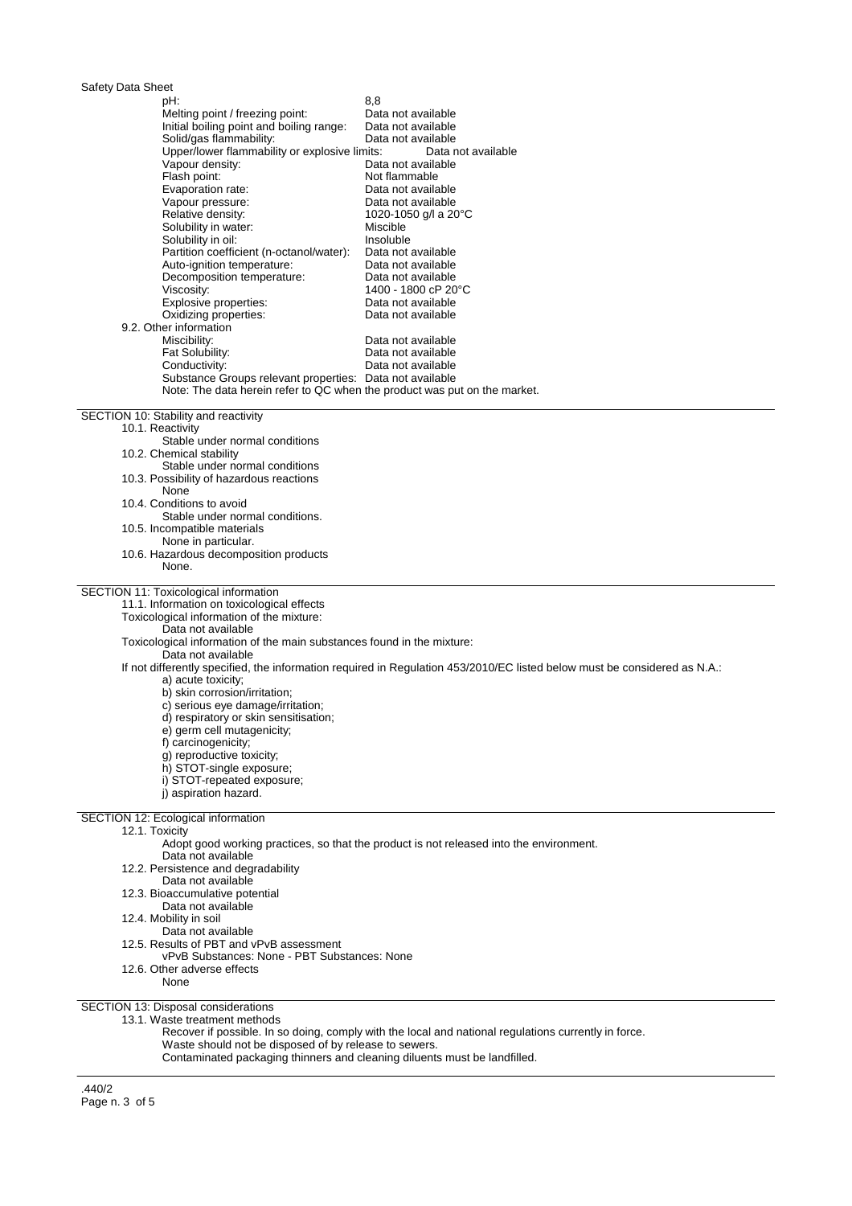| | |
|---|---|
| pH: | 8,8 |
| Melting point / freezing point: | Data not available |
| Initial boiling point and boiling range: | Data not available |
| Solid/gas flammability: | Data not available |
| Upper/lower flammability or explosive limits: | Data not available |
| Vapour density: | Data not available |
| Flash point: | Not flammable |
| Evaporation rate: | Data not available |
| Vapour pressure: | Data not available |
| Relative density: | 1020-1050 g/l a 20°C |
| Solubility in water: | Miscible |
| Solubility in oil: | Insoluble |
| Partition coefficient (n-octanol/water): | Data not available |
| Auto-ignition temperature: | Data not available |
| Decomposition temperature: | Data not available |
| Viscosity: | 1400 - 1800 cP 20°C |
| Explosive properties: | Data not available |
| Oxidizing properties: | Data not available |

9.2. Other information

| | |
|---|---|
| Miscibility: | Data not available |
| Fat Solubility: | Data not available |
| Conductivity: | Data not available |
| Substance Groups relevant properties: | Data not available |

Note: The data herein refer to QC when the product was put on the market.

## SECTION 10: Stability and reactivity

10.1. Reactivity
Stable under normal conditions

10.2. Chemical stability
Stable under normal conditions

10.3. Possibility of hazardous reactions
None

10.4. Conditions to avoid
Stable under normal conditions.

10.5. Incompatible materials
None in particular.

10.6. Hazardous decomposition products
None.

## SECTION 11: Toxicological information

11.1. Information on toxicological effects

Toxicological information of the mixture:
Data not available

Toxicological information of the main substances found in the mixture:
Data not available

If not differently specified, the information required in Regulation 453/2010/EC listed below must be considered as N.A.:

a) acute toxicity;
b) skin corrosion/irritation;
c) serious eye damage/irritation;
d) respiratory or skin sensitisation;
e) germ cell mutagenicity;
f) carcinogenicity;
g) reproductive toxicity;
h) STOT-single exposure;
i) STOT-repeated exposure;
j) aspiration hazard.

## SECTION 12: Ecological information

12.1. Toxicity
Adopt good working practices, so that the product is not released into the environment.
Data not available

12.2. Persistence and degradability
Data not available

12.3. Bioaccumulative potential
Data not available

12.4. Mobility in soil
Data not available

12.5. Results of PBT and vPvB assessment
vPvB Substances: None - PBT Substances: None

12.6. Other adverse effects
None

## SECTION 13: Disposal considerations

13.1. Waste treatment methods
Recover if possible. In so doing, comply with the local and national regulations currently in force.
Waste should not be disposed of by release to sewers.
Contaminated packaging thinners and cleaning diluents must be landfilled.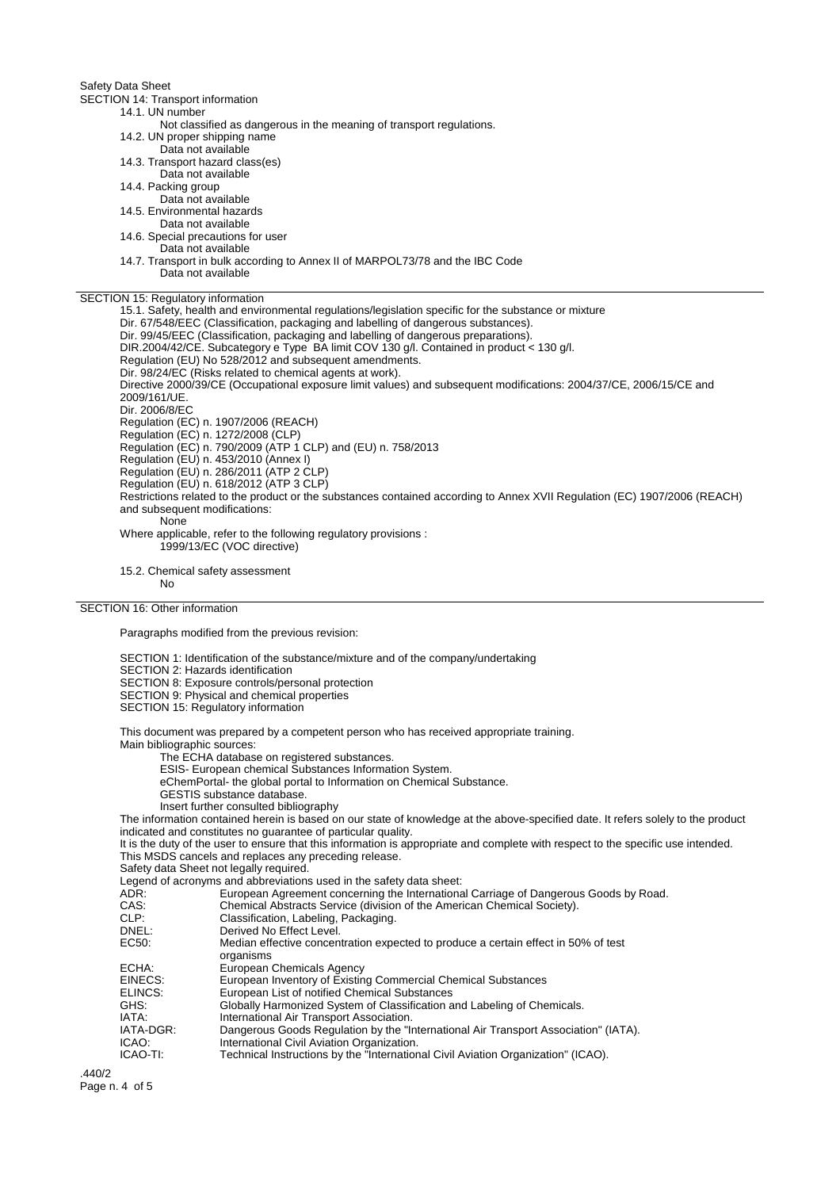Safety Data Sheet

## SECTION 14: Transport information

14.1. UN number
Not classified as dangerous in the meaning of transport regulations.

14.2. UN proper shipping name
Data not available

14.3. Transport hazard class(es)
Data not available

14.4. Packing group
Data not available

14.5. Environmental hazards
Data not available

14.6. Special precautions for user
Data not available

14.7. Transport in bulk according to Annex II of MARPOL73/78 and the IBC Code
Data not available

## SECTION 15: Regulatory information

15.1. Safety, health and environmental regulations/legislation specific for the substance or mixture

Dir. 67/548/EEC (Classification, packaging and labelling of dangerous substances).
Dir. 99/45/EEC (Classification, packaging and labelling of dangerous preparations).
DIR.2004/42/CE. Subcategory e Type BA limit COV 130 g/l. Contained in product < 130 g/l.
Regulation (EU) No 528/2012 and subsequent amendments.
Dir. 98/24/EC (Risks related to chemical agents at work).
Directive 2000/39/CE (Occupational exposure limit values) and subsequent modifications: 2004/37/CE, 2006/15/CE and 2009/161/UE.
Dir. 2006/8/EC
Regulation (EC) n. 1907/2006 (REACH)
Regulation (EC) n. 1272/2008 (CLP)
Regulation (EC) n. 790/2009 (ATP 1 CLP) and (EU) n. 758/2013
Regulation (EU) n. 453/2010 (Annex I)
Regulation (EU) n. 286/2011 (ATP 2 CLP)
Regulation (EU) n. 618/2012 (ATP 3 CLP)

Restrictions related to the product or the substances contained according to Annex XVII Regulation (EC) 1907/2006 (REACH) and subsequent modifications:
None

Where applicable, refer to the following regulatory provisions :
1999/13/EC (VOC directive)

15.2. Chemical safety assessment
No

## SECTION 16: Other information

Paragraphs modified from the previous revision:

SECTION 1: Identification of the substance/mixture and of the company/undertaking
SECTION 2: Hazards identification
SECTION 8: Exposure controls/personal protection
SECTION 9: Physical and chemical properties
SECTION 15: Regulatory information

This document was prepared by a competent person who has received appropriate training.

Main bibliographic sources:

The ECHA database on registered substances.
ESIS- European chemical Substances Information System.
eChemPortal- the global portal to Information on Chemical Substance.
GESTIS substance database.
Insert further consulted bibliography

The information contained herein is based on our state of knowledge at the above-specified date. It refers solely to the product indicated and constitutes no guarantee of particular quality.
It is the duty of the user to ensure that this information is appropriate and complete with respect to the specific use intended.
This MSDS cancels and replaces any preceding release.
Safety data Sheet not legally required.

Legend of acronyms and abbreviations used in the safety data sheet:

| | |
|---|---|
| ADR: | European Agreement concerning the International Carriage of Dangerous Goods by Road. |
| CAS: | Chemical Abstracts Service (division of the American Chemical Society). |
| CLP: | Classification, Labeling, Packaging. |
| DNEL: | Derived No Effect Level. |
| EC50: | Median effective concentration expected to produce a certain effect in 50% of test organisms |
| ECHA: | European Chemicals Agency |
| EINECS: | European Inventory of Existing Commercial Chemical Substances |
| ELINCS: | European List of notified Chemical Substances |
| GHS: | Globally Harmonized System of Classification and Labeling of Chemicals. |
| IATA: | International Air Transport Association. |
| IATA-DGR: | Dangerous Goods Regulation by the "International Air Transport Association" (IATA). |
| ICAO: | International Civil Aviation Organization. |
| ICAO-TI: | Technical Instructions by the "International Civil Aviation Organization" (ICAO). |

.440/2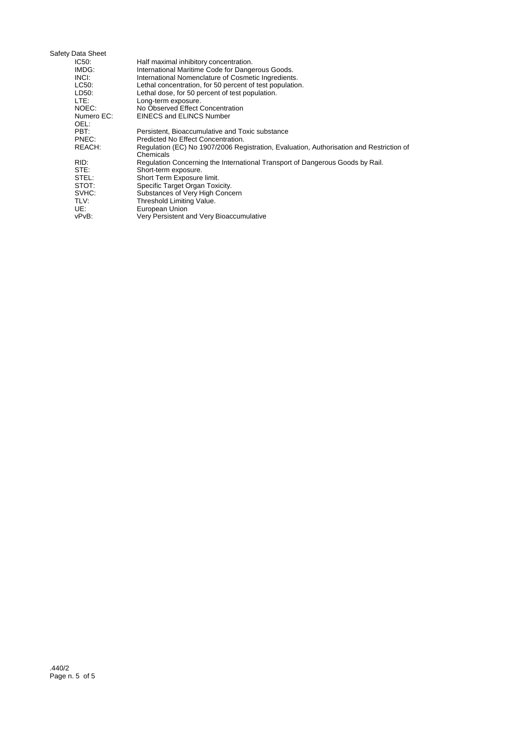| | |
|---|---|
| IC50: | Half maximal inhibitory concentration. |
| IMDG: | International Maritime Code for Dangerous Goods. |
| INCI: | International Nomenclature of Cosmetic Ingredients. |
| LC50: | Lethal concentration, for 50 percent of test population. |
| LD50: | Lethal dose, for 50 percent of test population. |
| LTE: | Long-term exposure. |
| NOEC: | No Observed Effect Concentration |
| Numero EC: | EINECS and ELINCS Number |
| OEL: | |
| PBT: | Persistent, Bioaccumulative and Toxic substance |
| PNEC: | Predicted No Effect Concentration. |
| REACH: | Regulation (EC) No 1907/2006 Registration, Evaluation, Authorisation and Restriction of Chemicals |
| RID: | Regulation Concerning the International Transport of Dangerous Goods by Rail. |
| STE: | Short-term exposure. |
| STEL: | Short Term Exposure limit. |
| STOT: | Specific Target Organ Toxicity. |
| SVHC: | Substances of Very High Concern |
| TLV: | Threshold Limiting Value. |
| UE: | European Union |
| vPvB: | Very Persistent and Very Bioaccumulative |